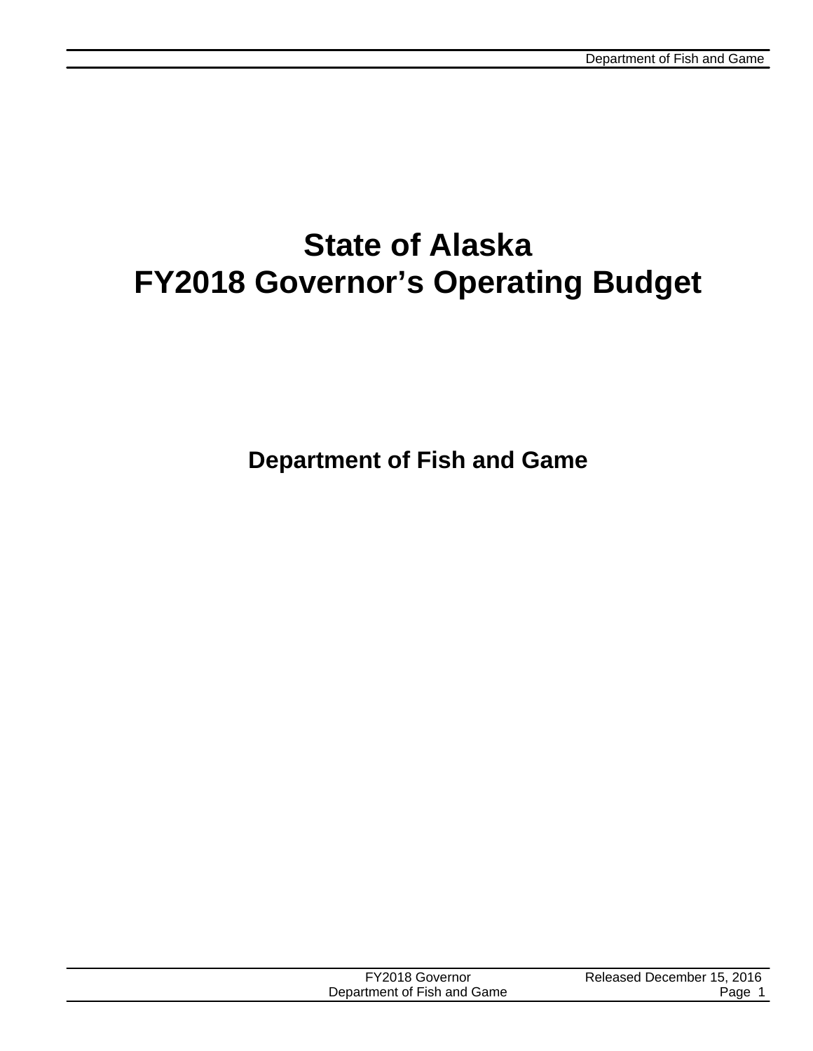# State of Alaska
# FY2018 Governor's Operating Budget

## Department of Fish and Game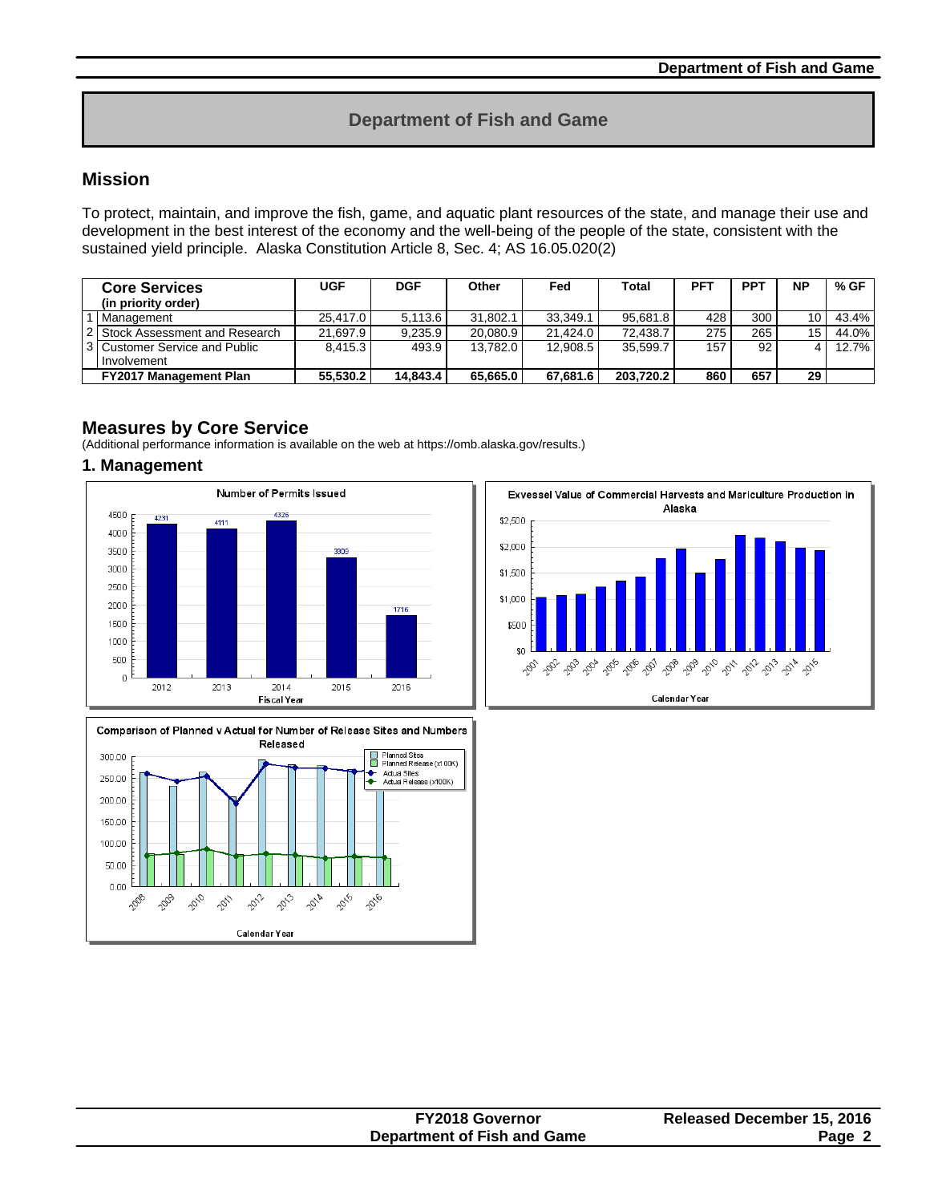# Department of Fish and Game

## Mission

To protect, maintain, and improve the fish, game, and aquatic plant resources of the state, and manage their use and development in the best interest of the economy and the well-being of the people of the state, consistent with the sustained yield principle. Alaska Constitution Article 8, Sec. 4; AS 16.05.020(2)

| | Core Services (in priority order) | UGF | DGF | Other | Fed | Total | PFT | PPT | NP | % GF |
|---|---|---|---|---|---|---|---|---|---|---|
| 1 | Management | 25,417.0 | 5,113.6 | 31,802.1 | 33,349.1 | 95,681.8 | 428 | 300 | 10 | 43.4% |
| 2 | Stock Assessment and Research | 21,697.9 | 9,235.9 | 20,080.9 | 21,424.0 | 72,438.7 | 275 | 265 | 15 | 44.0% |
| 3 | Customer Service and Public Involvement | 8,415.3 | 493.9 | 13,782.0 | 12,908.5 | 35,599.7 | 157 | 92 | 4 | 12.7% |
| | **FY2017 Management Plan** | **55,530.2** | **14,843.4** | **65,665.0** | **67,681.6** | **203,720.2** | **860** | **657** | **29** | |

## Measures by Core Service

(Additional performance information is available on the web at https://omb.alaska.gov/results.)

### 1. Management

Number of Permits Issued

Exvessel Value of Commercial Harvests and Mariculture Production in Alaska

Comparison of Planned v Actual for Number of Release Sites and Numbers Released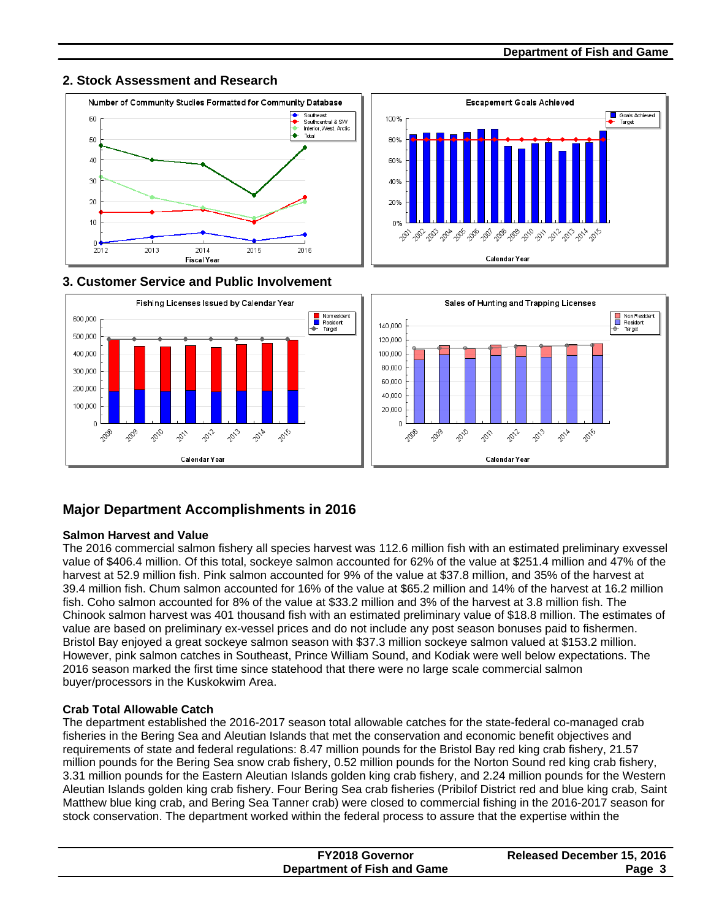## 2. Stock Assessment and Research

## 3. Customer Service and Public Involvement

# Major Department Accomplishments in 2016

### Salmon Harvest and Value

The 2016 commercial salmon fishery all species harvest was 112.6 million fish with an estimated preliminary exvessel value of $406.4 million. Of this total, sockeye salmon accounted for 62% of the value at $251.4 million and 47% of the harvest at 52.9 million fish. Pink salmon accounted for 9% of the value at $37.8 million, and 35% of the harvest at 39.4 million fish. Chum salmon accounted for 16% of the value at $65.2 million and 14% of the harvest at 16.2 million fish. Coho salmon accounted for 8% of the value at $33.2 million and 3% of the harvest at 3.8 million fish. The Chinook salmon harvest was 401 thousand fish with an estimated preliminary value of $18.8 million. The estimates of value are based on preliminary ex-vessel prices and do not include any post season bonuses paid to fishermen. Bristol Bay enjoyed a great sockeye salmon season with $37.3 million sockeye salmon valued at $153.2 million. However, pink salmon catches in Southeast, Prince William Sound, and Kodiak were well below expectations. The 2016 season marked the first time since statehood that there were no large scale commercial salmon buyer/processors in the Kuskokwim Area.

### Crab Total Allowable Catch

The department established the 2016-2017 season total allowable catches for the state-federal co-managed crab fisheries in the Bering Sea and Aleutian Islands that met the conservation and economic benefit objectives and requirements of state and federal regulations: 8.47 million pounds for the Bristol Bay red king crab fishery, 21.57 million pounds for the Bering Sea snow crab fishery, 0.52 million pounds for the Norton Sound red king crab fishery, 3.31 million pounds for the Eastern Aleutian Islands golden king crab fishery, and 2.24 million pounds for the Western Aleutian Islands golden king crab fishery. Four Bering Sea crab fisheries (Pribilof District red and blue king crab, Saint Matthew blue king crab, and Bering Sea Tanner crab) were closed to commercial fishing in the 2016-2017 season for stock conservation. The department worked within the federal process to assure that the expertise within the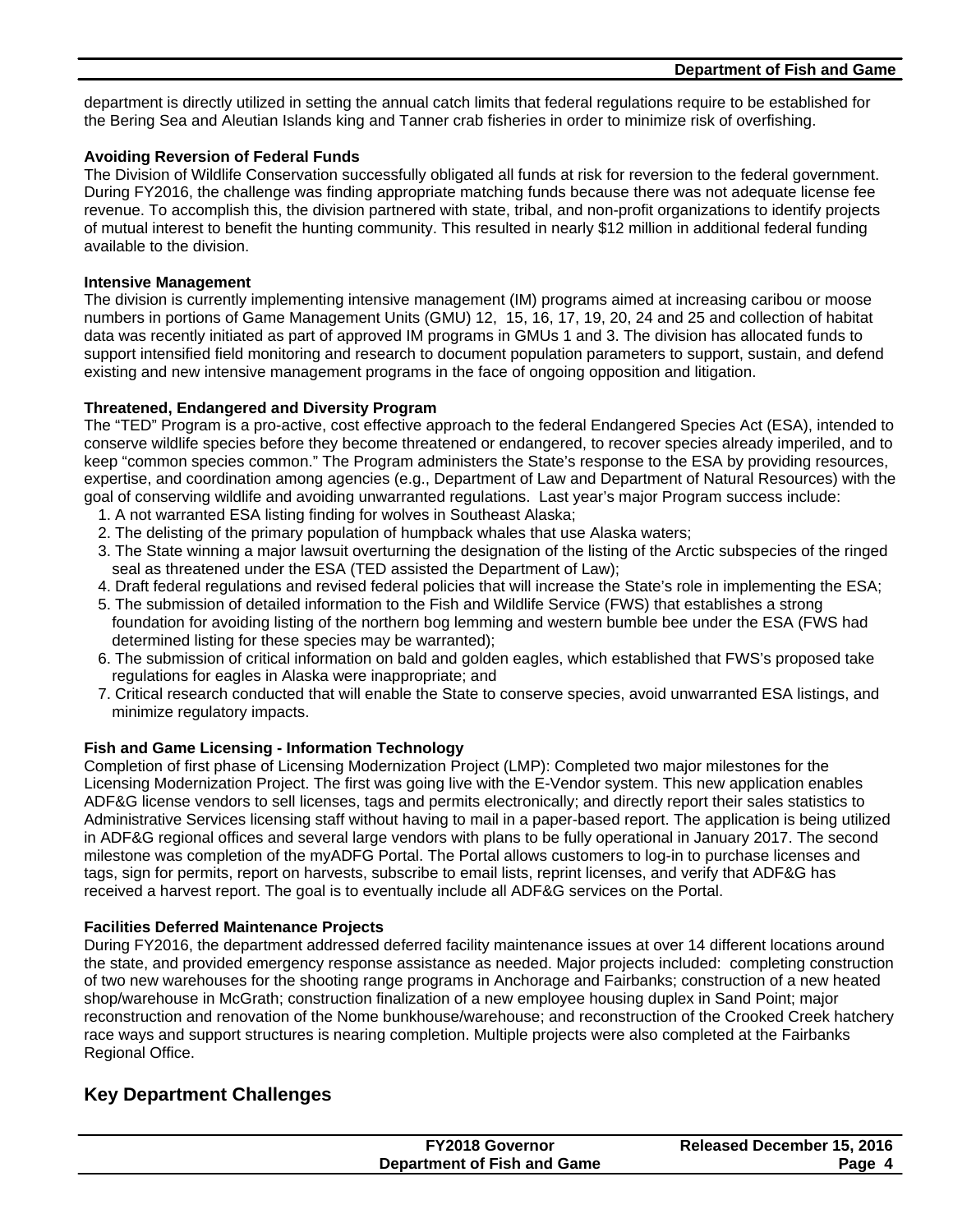department is directly utilized in setting the annual catch limits that federal regulations require to be established for the Bering Sea and Aleutian Islands king and Tanner crab fisheries in order to minimize risk of overfishing.

**Avoiding Reversion of Federal Funds**

The Division of Wildlife Conservation successfully obligated all funds at risk for reversion to the federal government. During FY2016, the challenge was finding appropriate matching funds because there was not adequate license fee revenue. To accomplish this, the division partnered with state, tribal, and non-profit organizations to identify projects of mutual interest to benefit the hunting community. This resulted in nearly $12 million in additional federal funding available to the division.

**Intensive Management**

The division is currently implementing intensive management (IM) programs aimed at increasing caribou or moose numbers in portions of Game Management Units (GMU) 12, 15, 16, 17, 19, 20, 24 and 25 and collection of habitat data was recently initiated as part of approved IM programs in GMUs 1 and 3. The division has allocated funds to support intensified field monitoring and research to document population parameters to support, sustain, and defend existing and new intensive management programs in the face of ongoing opposition and litigation.

**Threatened, Endangered and Diversity Program**

The "TED" Program is a pro-active, cost effective approach to the federal Endangered Species Act (ESA), intended to conserve wildlife species before they become threatened or endangered, to recover species already imperiled, and to keep "common species common." The Program administers the State's response to the ESA by providing resources, expertise, and coordination among agencies (e.g., Department of Law and Department of Natural Resources) with the goal of conserving wildlife and avoiding unwarranted regulations. Last year's major Program success include:

1. A not warranted ESA listing finding for wolves in Southeast Alaska;
2. The delisting of the primary population of humpback whales that use Alaska waters;
3. The State winning a major lawsuit overturning the designation of the listing of the Arctic subspecies of the ringed seal as threatened under the ESA (TED assisted the Department of Law);
4. Draft federal regulations and revised federal policies that will increase the State's role in implementing the ESA;
5. The submission of detailed information to the Fish and Wildlife Service (FWS) that establishes a strong foundation for avoiding listing of the northern bog lemming and western bumble bee under the ESA (FWS had determined listing for these species may be warranted);
6. The submission of critical information on bald and golden eagles, which established that FWS's proposed take regulations for eagles in Alaska were inappropriate; and
7. Critical research conducted that will enable the State to conserve species, avoid unwarranted ESA listings, and minimize regulatory impacts.

**Fish and Game Licensing - Information Technology**

Completion of first phase of Licensing Modernization Project (LMP): Completed two major milestones for the Licensing Modernization Project. The first was going live with the E-Vendor system. This new application enables ADF&G license vendors to sell licenses, tags and permits electronically; and directly report their sales statistics to Administrative Services licensing staff without having to mail in a paper-based report. The application is being utilized in ADF&G regional offices and several large vendors with plans to be fully operational in January 2017. The second milestone was completion of the myADFG Portal. The Portal allows customers to log-in to purchase licenses and tags, sign for permits, report on harvests, subscribe to email lists, reprint licenses, and verify that ADF&G has received a harvest report. The goal is to eventually include all ADF&G services on the Portal.

**Facilities Deferred Maintenance Projects**

During FY2016, the department addressed deferred facility maintenance issues at over 14 different locations around the state, and provided emergency response assistance as needed. Major projects included: completing construction of two new warehouses for the shooting range programs in Anchorage and Fairbanks; construction of a new heated shop/warehouse in McGrath; construction finalization of a new employee housing duplex in Sand Point; major reconstruction and renovation of the Nome bunkhouse/warehouse; and reconstruction of the Crooked Creek hatchery race ways and support structures is nearing completion. Multiple projects were also completed at the Fairbanks Regional Office.

## Key Department Challenges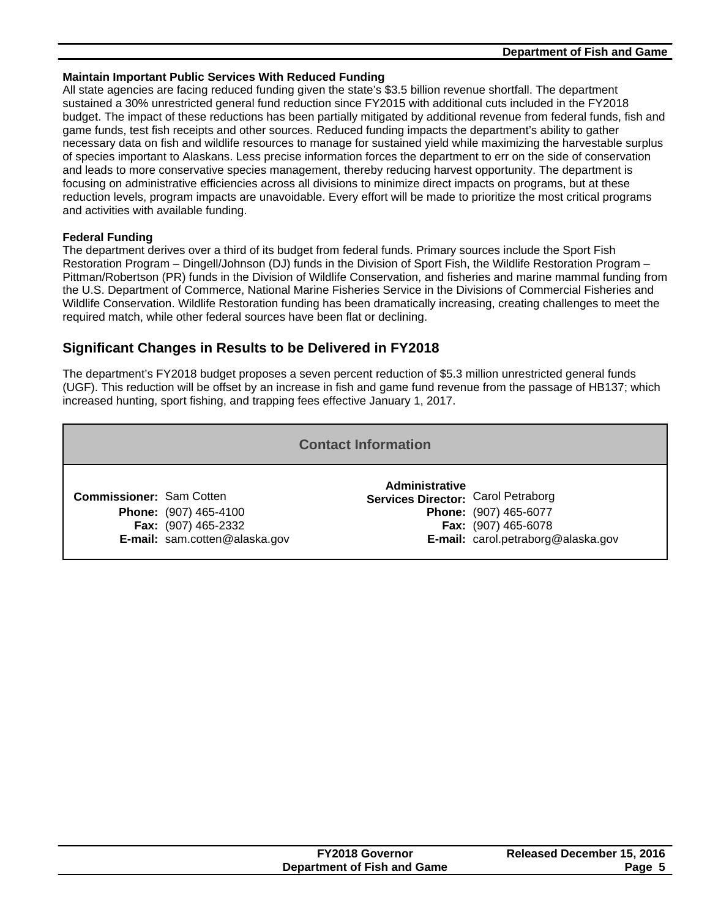### Maintain Important Public Services With Reduced Funding

All state agencies are facing reduced funding given the state's $3.5 billion revenue shortfall. The department sustained a 30% unrestricted general fund reduction since FY2015 with additional cuts included in the FY2018 budget. The impact of these reductions has been partially mitigated by additional revenue from federal funds, fish and game funds, test fish receipts and other sources. Reduced funding impacts the department's ability to gather necessary data on fish and wildlife resources to manage for sustained yield while maximizing the harvestable surplus of species important to Alaskans. Less precise information forces the department to err on the side of conservation and leads to more conservative species management, thereby reducing harvest opportunity. The department is focusing on administrative efficiencies across all divisions to minimize direct impacts on programs, but at these reduction levels, program impacts are unavoidable. Every effort will be made to prioritize the most critical programs and activities with available funding.

### Federal Funding

The department derives over a third of its budget from federal funds. Primary sources include the Sport Fish Restoration Program – Dingell/Johnson (DJ) funds in the Division of Sport Fish, the Wildlife Restoration Program – Pittman/Robertson (PR) funds in the Division of Wildlife Conservation, and fisheries and marine mammal funding from the U.S. Department of Commerce, National Marine Fisheries Service in the Divisions of Commercial Fisheries and Wildlife Conservation. Wildlife Restoration funding has been dramatically increasing, creating challenges to meet the required match, while other federal sources have been flat or declining.

## Significant Changes in Results to be Delivered in FY2018

The department's FY2018 budget proposes a seven percent reduction of $5.3 million unrestricted general funds (UGF). This reduction will be offset by an increase in fish and game fund revenue from the passage of HB137; which increased hunting, sport fishing, and trapping fees effective January 1, 2017.

## Contact Information

| | | | |
|---|---|---|---|
| **Commissioner:** | Sam Cotten | **Administrative Services Director:** | Carol Petraborg |
| **Phone:** | (907) 465-4100 | **Phone:** | (907) 465-6077 |
| **Fax:** | (907) 465-2332 | **Fax:** | (907) 465-6078 |
| **E-mail:** | sam.cotten@alaska.gov | **E-mail:** | carol.petraborg@alaska.gov |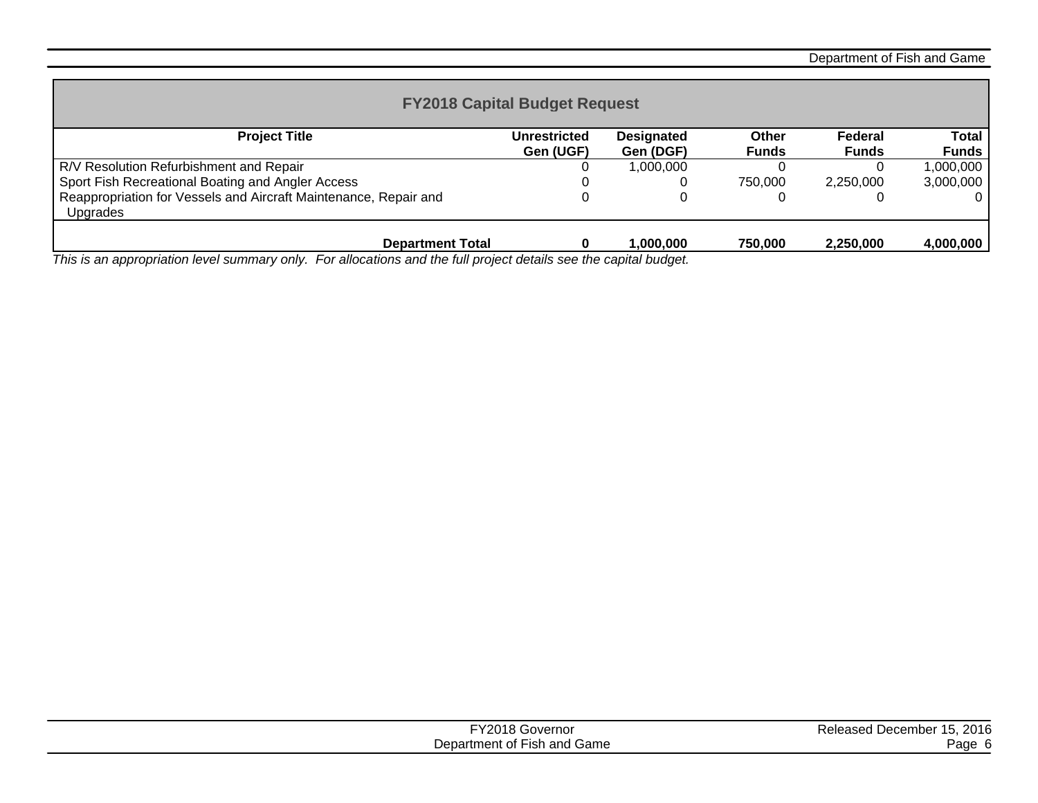## FY2018 Capital Budget Request

| Project Title | Unrestricted Gen (UGF) | Designated Gen (DGF) | Other Funds | Federal Funds | Total Funds |
|---|---|---|---|---|---|
| R/V Resolution Refurbishment and Repair | 0 | 1,000,000 | 0 | 0 | 1,000,000 |
| Sport Fish Recreational Boating and Angler Access | 0 | 0 | 750,000 | 2,250,000 | 3,000,000 |
| Reappropriation for Vessels and Aircraft Maintenance, Repair and Upgrades | 0 | 0 | 0 | 0 | 0 |
| **Department Total** | **0** | **1,000,000** | **750,000** | **2,250,000** | **4,000,000** |

*This is an appropriation level summary only. For allocations and the full project details see the capital budget.*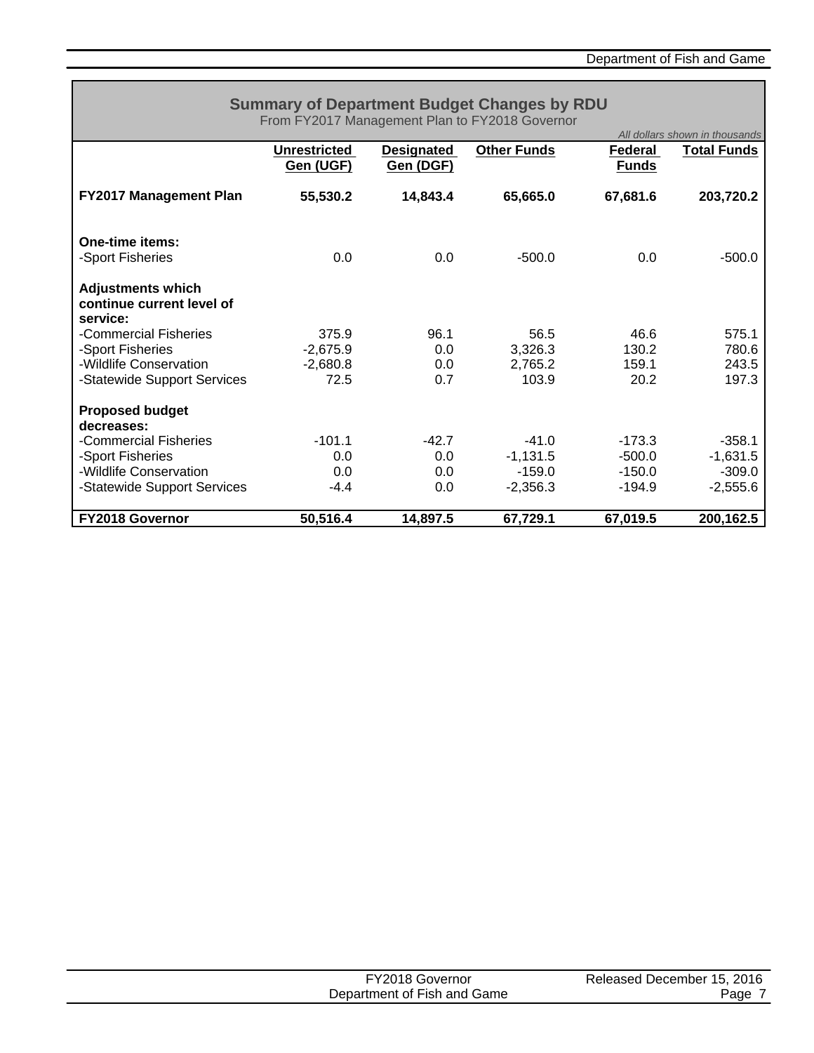## Summary of Department Budget Changes by RDU

From FY2017 Management Plan to FY2018 Governor

*All dollars shown in thousands*

| | Unrestricted Gen (UGF) | Designated Gen (DGF) | Other Funds | Federal Funds | Total Funds |
|---|---|---|---|---|---|
| **FY2017 Management Plan** | **55,530.2** | **14,843.4** | **65,665.0** | **67,681.6** | **203,720.2** |
| **One-time items:** | | | | | |
| -Sport Fisheries | 0.0 | 0.0 | -500.0 | 0.0 | -500.0 |
| **Adjustments which continue current level of service:** | | | | | |
| -Commercial Fisheries | 375.9 | 96.1 | 56.5 | 46.6 | 575.1 |
| -Sport Fisheries | -2,675.9 | 0.0 | 3,326.3 | 130.2 | 780.6 |
| -Wildlife Conservation | -2,680.8 | 0.0 | 2,765.2 | 159.1 | 243.5 |
| -Statewide Support Services | 72.5 | 0.7 | 103.9 | 20.2 | 197.3 |
| **Proposed budget decreases:** | | | | | |
| -Commercial Fisheries | -101.1 | -42.7 | -41.0 | -173.3 | -358.1 |
| -Sport Fisheries | 0.0 | 0.0 | -1,131.5 | -500.0 | -1,631.5 |
| -Wildlife Conservation | 0.0 | 0.0 | -159.0 | -150.0 | -309.0 |
| -Statewide Support Services | -4.4 | 0.0 | -2,356.3 | -194.9 | -2,555.6 |
| **FY2018 Governor** | **50,516.4** | **14,897.5** | **67,729.1** | **67,019.5** | **200,162.5** |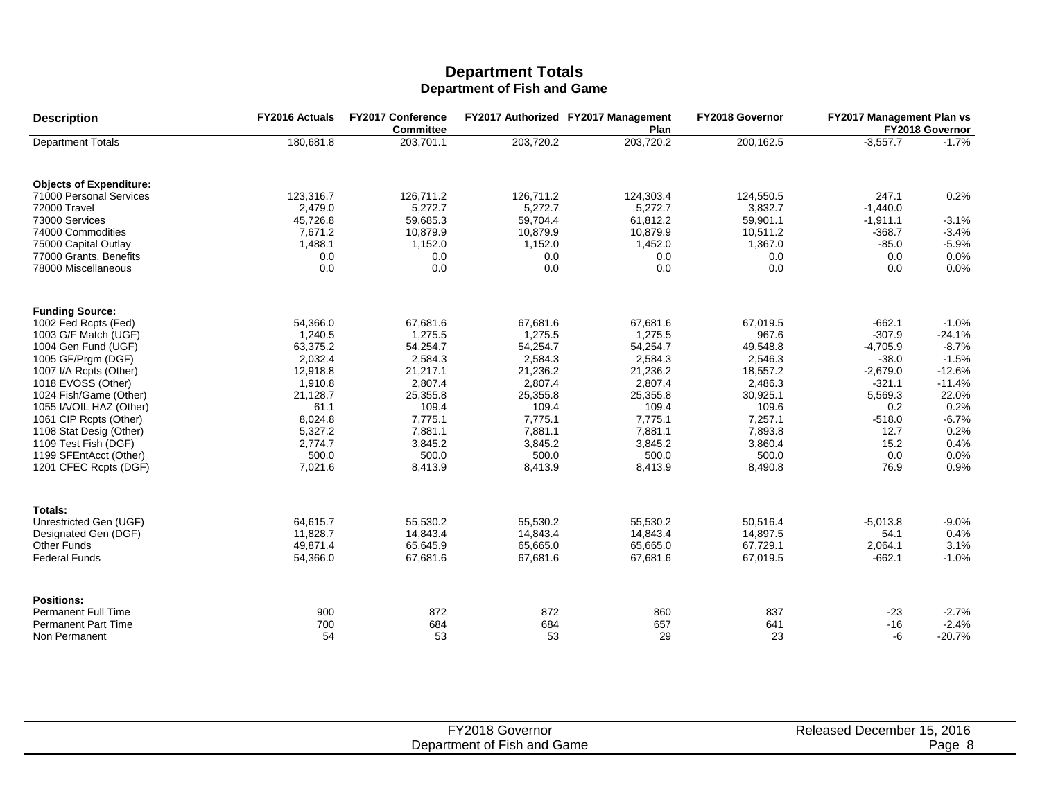# Department Totals

## Department of Fish and Game

| Description | FY2016 Actuals | FY2017 Conference Committee | FY2017 Authorized | FY2017 Management Plan | FY2018 Governor | FY2017 Management Plan vs FY2018 Governor | |
|---|---|---|---|---|---|---|---|
| Department Totals | 180,681.8 | 203,701.1 | 203,720.2 | 203,720.2 | 200,162.5 | -3,557.7 | -1.7% |
| **Objects of Expenditure:** | | | | | | | |
| 71000 Personal Services | 123,316.7 | 126,711.2 | 126,711.2 | 124,303.4 | 124,550.5 | 247.1 | 0.2% |
| 72000 Travel | 2,479.0 | 5,272.7 | 5,272.7 | 5,272.7 | 3,832.7 | -1,440.0 | |
| 73000 Services | 45,726.8 | 59,685.3 | 59,704.4 | 61,812.2 | 59,901.1 | -1,911.1 | -3.1% |
| 74000 Commodities | 7,671.2 | 10,879.9 | 10,879.9 | 10,879.9 | 10,511.2 | -368.7 | -3.4% |
| 75000 Capital Outlay | 1,488.1 | 1,152.0 | 1,152.0 | 1,452.0 | 1,367.0 | -85.0 | -5.9% |
| 77000 Grants, Benefits | 0.0 | 0.0 | 0.0 | 0.0 | 0.0 | 0.0 | 0.0% |
| 78000 Miscellaneous | 0.0 | 0.0 | 0.0 | 0.0 | 0.0 | 0.0 | 0.0% |
| **Funding Source:** | | | | | | | |
| 1002 Fed Rcpts (Fed) | 54,366.0 | 67,681.6 | 67,681.6 | 67,681.6 | 67,019.5 | -662.1 | -1.0% |
| 1003 G/F Match (UGF) | 1,240.5 | 1,275.5 | 1,275.5 | 1,275.5 | 967.6 | -307.9 | -24.1% |
| 1004 Gen Fund (UGF) | 63,375.2 | 54,254.7 | 54,254.7 | 54,254.7 | 49,548.8 | -4,705.9 | -8.7% |
| 1005 GF/Prgm (DGF) | 2,032.4 | 2,584.3 | 2,584.3 | 2,584.3 | 2,546.3 | -38.0 | -1.5% |
| 1007 I/A Rcpts (Other) | 12,918.8 | 21,217.1 | 21,236.2 | 21,236.2 | 18,557.2 | -2,679.0 | -12.6% |
| 1018 EVOSS (Other) | 1,910.8 | 2,807.4 | 2,807.4 | 2,807.4 | 2,486.3 | -321.1 | -11.4% |
| 1024 Fish/Game (Other) | 21,128.7 | 25,355.8 | 25,355.8 | 25,355.8 | 30,925.1 | 5,569.3 | 22.0% |
| 1055 IA/OIL HAZ (Other) | 61.1 | 109.4 | 109.4 | 109.4 | 109.6 | 0.2 | 0.2% |
| 1061 CIP Rcpts (Other) | 8,024.8 | 7,775.1 | 7,775.1 | 7,775.1 | 7,257.1 | -518.0 | -6.7% |
| 1108 Stat Desig (Other) | 5,327.2 | 7,881.1 | 7,881.1 | 7,881.1 | 7,893.8 | 12.7 | 0.2% |
| 1109 Test Fish (DGF) | 2,774.7 | 3,845.2 | 3,845.2 | 3,845.2 | 3,860.4 | 15.2 | 0.4% |
| 1199 SFEntAcct (Other) | 500.0 | 500.0 | 500.0 | 500.0 | 500.0 | 0.0 | 0.0% |
| 1201 CFEC Rcpts (DGF) | 7,021.6 | 8,413.9 | 8,413.9 | 8,413.9 | 8,490.8 | 76.9 | 0.9% |
| **Totals:** | | | | | | | |
| Unrestricted Gen (UGF) | 64,615.7 | 55,530.2 | 55,530.2 | 55,530.2 | 50,516.4 | -5,013.8 | -9.0% |
| Designated Gen (DGF) | 11,828.7 | 14,843.4 | 14,843.4 | 14,843.4 | 14,897.5 | 54.1 | 0.4% |
| Other Funds | 49,871.4 | 65,645.9 | 65,665.0 | 65,665.0 | 67,729.1 | 2,064.1 | 3.1% |
| Federal Funds | 54,366.0 | 67,681.6 | 67,681.6 | 67,681.6 | 67,019.5 | -662.1 | -1.0% |
| **Positions:** | | | | | | | |
| Permanent Full Time | 900 | 872 | 872 | 860 | 837 | -23 | -2.7% |
| Permanent Part Time | 700 | 684 | 684 | 657 | 641 | -16 | -2.4% |
| Non Permanent | 54 | 53 | 53 | 29 | 23 | -6 | -20.7% |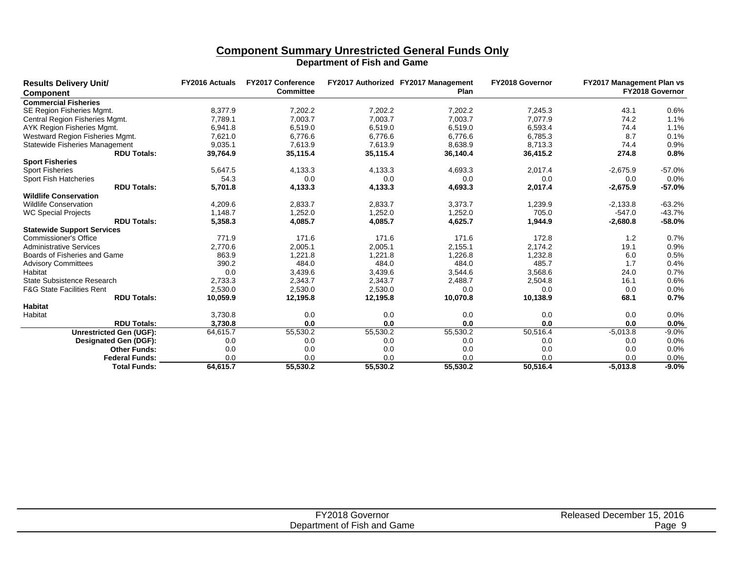# Component Summary Unrestricted General Funds Only

## Department of Fish and Game

| Results Delivery Unit/ Component | FY2016 Actuals | FY2017 Conference Committee | FY2017 Authorized | FY2017 Management Plan | FY2018 Governor | FY2017 Management Plan vs FY2018 Governor | |
|---|---|---|---|---|---|---|---|
| **Commercial Fisheries** | | | | | | | |
| SE Region Fisheries Mgmt. | 8,377.9 | 7,202.2 | 7,202.2 | 7,202.2 | 7,245.3 | 43.1 | 0.6% |
| Central Region Fisheries Mgmt. | 7,789.1 | 7,003.7 | 7,003.7 | 7,003.7 | 7,077.9 | 74.2 | 1.1% |
| AYK Region Fisheries Mgmt. | 6,941.8 | 6,519.0 | 6,519.0 | 6,519.0 | 6,593.4 | 74.4 | 1.1% |
| Westward Region Fisheries Mgmt. | 7,621.0 | 6,776.6 | 6,776.6 | 6,776.6 | 6,785.3 | 8.7 | 0.1% |
| Statewide Fisheries Management | 9,035.1 | 7,613.9 | 7,613.9 | 8,638.9 | 8,713.3 | 74.4 | 0.9% |
| **RDU Totals:** | **39,764.9** | **35,115.4** | **35,115.4** | **36,140.4** | **36,415.2** | **274.8** | **0.8%** |
| **Sport Fisheries** | | | | | | | |
| Sport Fisheries | 5,647.5 | 4,133.3 | 4,133.3 | 4,693.3 | 2,017.4 | -2,675.9 | -57.0% |
| Sport Fish Hatcheries | 54.3 | 0.0 | 0.0 | 0.0 | 0.0 | 0.0 | 0.0% |
| **RDU Totals:** | **5,701.8** | **4,133.3** | **4,133.3** | **4,693.3** | **2,017.4** | **-2,675.9** | **-57.0%** |
| **Wildlife Conservation** | | | | | | | |
| Wildlife Conservation | 4,209.6 | 2,833.7 | 2,833.7 | 3,373.7 | 1,239.9 | -2,133.8 | -63.2% |
| WC Special Projects | 1,148.7 | 1,252.0 | 1,252.0 | 1,252.0 | 705.0 | -547.0 | -43.7% |
| **RDU Totals:** | **5,358.3** | **4,085.7** | **4,085.7** | **4,625.7** | **1,944.9** | **-2,680.8** | **-58.0%** |
| **Statewide Support Services** | | | | | | | |
| Commissioner's Office | 771.9 | 171.6 | 171.6 | 171.6 | 172.8 | 1.2 | 0.7% |
| Administrative Services | 2,770.6 | 2,005.1 | 2,005.1 | 2,155.1 | 2,174.2 | 19.1 | 0.9% |
| Boards of Fisheries and Game | 863.9 | 1,221.8 | 1,221.8 | 1,226.8 | 1,232.8 | 6.0 | 0.5% |
| Advisory Committees | 390.2 | 484.0 | 484.0 | 484.0 | 485.7 | 1.7 | 0.4% |
| Habitat | 0.0 | 3,439.6 | 3,439.6 | 3,544.6 | 3,568.6 | 24.0 | 0.7% |
| State Subsistence Research | 2,733.3 | 2,343.7 | 2,343.7 | 2,488.7 | 2,504.8 | 16.1 | 0.6% |
| F&G State Facilities Rent | 2,530.0 | 2,530.0 | 2,530.0 | 0.0 | 0.0 | 0.0 | 0.0% |
| **RDU Totals:** | **10,059.9** | **12,195.8** | **12,195.8** | **10,070.8** | **10,138.9** | **68.1** | **0.7%** |
| **Habitat** | | | | | | | |
| Habitat | 3,730.8 | 0.0 | 0.0 | 0.0 | 0.0 | 0.0 | 0.0% |
| **RDU Totals:** | **3,730.8** | **0.0** | **0.0** | **0.0** | **0.0** | **0.0** | **0.0%** |
| **Unrestricted Gen (UGF):** | 64,615.7 | 55,530.2 | 55,530.2 | 55,530.2 | 50,516.4 | -5,013.8 | -9.0% |
| **Designated Gen (DGF):** | 0.0 | 0.0 | 0.0 | 0.0 | 0.0 | 0.0 | 0.0% |
| **Other Funds:** | 0.0 | 0.0 | 0.0 | 0.0 | 0.0 | 0.0 | 0.0% |
| **Federal Funds:** | 0.0 | 0.0 | 0.0 | 0.0 | 0.0 | 0.0 | 0.0% |
| **Total Funds:** | **64,615.7** | **55,530.2** | **55,530.2** | **55,530.2** | **50,516.4** | **-5,013.8** | **-9.0%** |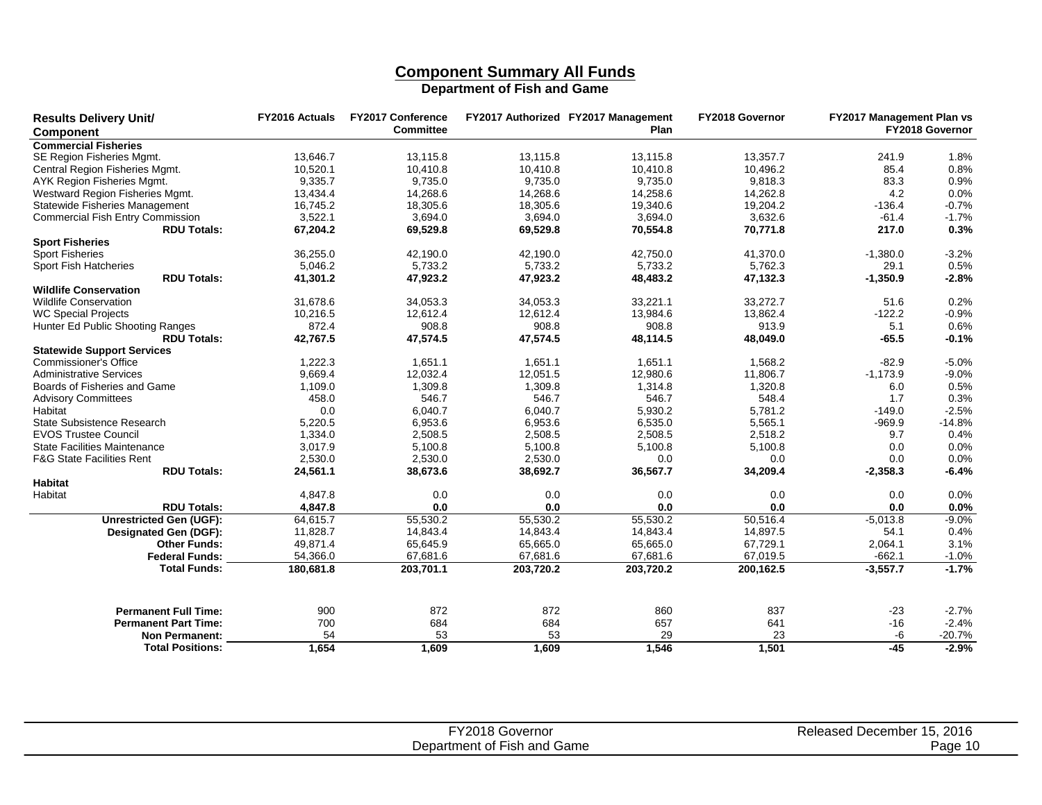## Component Summary All Funds

### Department of Fish and Game

| Results Delivery Unit/ Component | FY2016 Actuals | FY2017 Conference Committee | FY2017 Authorized | FY2017 Management Plan | FY2018 Governor | FY2017 Management Plan vs FY2018 Governor | |
|---|---|---|---|---|---|---|---|
| **Commercial Fisheries** | | | | | | | |
| SE Region Fisheries Mgmt. | 13,646.7 | 13,115.8 | 13,115.8 | 13,115.8 | 13,357.7 | 241.9 | 1.8% |
| Central Region Fisheries Mgmt. | 10,520.1 | 10,410.8 | 10,410.8 | 10,410.8 | 10,496.2 | 85.4 | 0.8% |
| AYK Region Fisheries Mgmt. | 9,335.7 | 9,735.0 | 9,735.0 | 9,735.0 | 9,818.3 | 83.3 | 0.9% |
| Westward Region Fisheries Mgmt. | 13,434.4 | 14,268.6 | 14,268.6 | 14,258.6 | 14,262.8 | 4.2 | 0.0% |
| Statewide Fisheries Management | 16,745.2 | 18,305.6 | 18,305.6 | 19,340.6 | 19,204.2 | -136.4 | -0.7% |
| Commercial Fish Entry Commission | 3,522.1 | 3,694.0 | 3,694.0 | 3,694.0 | 3,632.6 | -61.4 | -1.7% |
| **RDU Totals:** | **67,204.2** | **69,529.8** | **69,529.8** | **70,554.8** | **70,771.8** | **217.0** | **0.3%** |
| **Sport Fisheries** | | | | | | | |
| Sport Fisheries | 36,255.0 | 42,190.0 | 42,190.0 | 42,750.0 | 41,370.0 | -1,380.0 | -3.2% |
| Sport Fish Hatcheries | 5,046.2 | 5,733.2 | 5,733.2 | 5,733.2 | 5,762.3 | 29.1 | 0.5% |
| **RDU Totals:** | **41,301.2** | **47,923.2** | **47,923.2** | **48,483.2** | **47,132.3** | **-1,350.9** | **-2.8%** |
| **Wildlife Conservation** | | | | | | | |
| Wildlife Conservation | 31,678.6 | 34,053.3 | 34,053.3 | 33,221.1 | 33,272.7 | 51.6 | 0.2% |
| WC Special Projects | 10,216.5 | 12,612.4 | 12,612.4 | 13,984.6 | 13,862.4 | -122.2 | -0.9% |
| Hunter Ed Public Shooting Ranges | 872.4 | 908.8 | 908.8 | 908.8 | 913.9 | 5.1 | 0.6% |
| **RDU Totals:** | **42,767.5** | **47,574.5** | **47,574.5** | **48,114.5** | **48,049.0** | **-65.5** | **-0.1%** |
| **Statewide Support Services** | | | | | | | |
| Commissioner's Office | 1,222.3 | 1,651.1 | 1,651.1 | 1,651.1 | 1,568.2 | -82.9 | -5.0% |
| Administrative Services | 9,669.4 | 12,032.4 | 12,051.5 | 12,980.6 | 11,806.7 | -1,173.9 | -9.0% |
| Boards of Fisheries and Game | 1,109.0 | 1,309.8 | 1,309.8 | 1,314.8 | 1,320.8 | 6.0 | 0.5% |
| Advisory Committees | 458.0 | 546.7 | 546.7 | 546.7 | 548.4 | 1.7 | 0.3% |
| Habitat | 0.0 | 6,040.7 | 6,040.7 | 5,930.2 | 5,781.2 | -149.0 | -2.5% |
| State Subsistence Research | 5,220.5 | 6,953.6 | 6,953.6 | 6,535.0 | 5,565.1 | -969.9 | -14.8% |
| EVOS Trustee Council | 1,334.0 | 2,508.5 | 2,508.5 | 2,508.5 | 2,518.2 | 9.7 | 0.4% |
| State Facilities Maintenance | 3,017.9 | 5,100.8 | 5,100.8 | 5,100.8 | 5,100.8 | 0.0 | 0.0% |
| F&G State Facilities Rent | 2,530.0 | 2,530.0 | 2,530.0 | 0.0 | 0.0 | 0.0 | 0.0% |
| **RDU Totals:** | **24,561.1** | **38,673.6** | **38,692.7** | **36,567.7** | **34,209.4** | **-2,358.3** | **-6.4%** |
| **Habitat** | | | | | | | |
| Habitat | 4,847.8 | 0.0 | 0.0 | 0.0 | 0.0 | 0.0 | 0.0% |
| **RDU Totals:** | **4,847.8** | **0.0** | **0.0** | **0.0** | **0.0** | **0.0** | **0.0%** |
| **Unrestricted Gen (UGF):** | 64,615.7 | 55,530.2 | 55,530.2 | 55,530.2 | 50,516.4 | -5,013.8 | -9.0% |
| **Designated Gen (DGF):** | 11,828.7 | 14,843.4 | 14,843.4 | 14,843.4 | 14,897.5 | 54.1 | 0.4% |
| **Other Funds:** | 49,871.4 | 65,645.9 | 65,665.0 | 65,665.0 | 67,729.1 | 2,064.1 | 3.1% |
| **Federal Funds:** | 54,366.0 | 67,681.6 | 67,681.6 | 67,681.6 | 67,019.5 | -662.1 | -1.0% |
| **Total Funds:** | **180,681.8** | **203,701.1** | **203,720.2** | **203,720.2** | **200,162.5** | **-3,557.7** | **-1.7%** |
| | | | | | | | |
| **Permanent Full Time:** | 900 | 872 | 872 | 860 | 837 | -23 | -2.7% |
| **Permanent Part Time:** | 700 | 684 | 684 | 657 | 641 | -16 | -2.4% |
| **Non Permanent:** | 54 | 53 | 53 | 29 | 23 | -6 | -20.7% |
| **Total Positions:** | **1,654** | **1,609** | **1,609** | **1,546** | **1,501** | **-45** | **-2.9%** |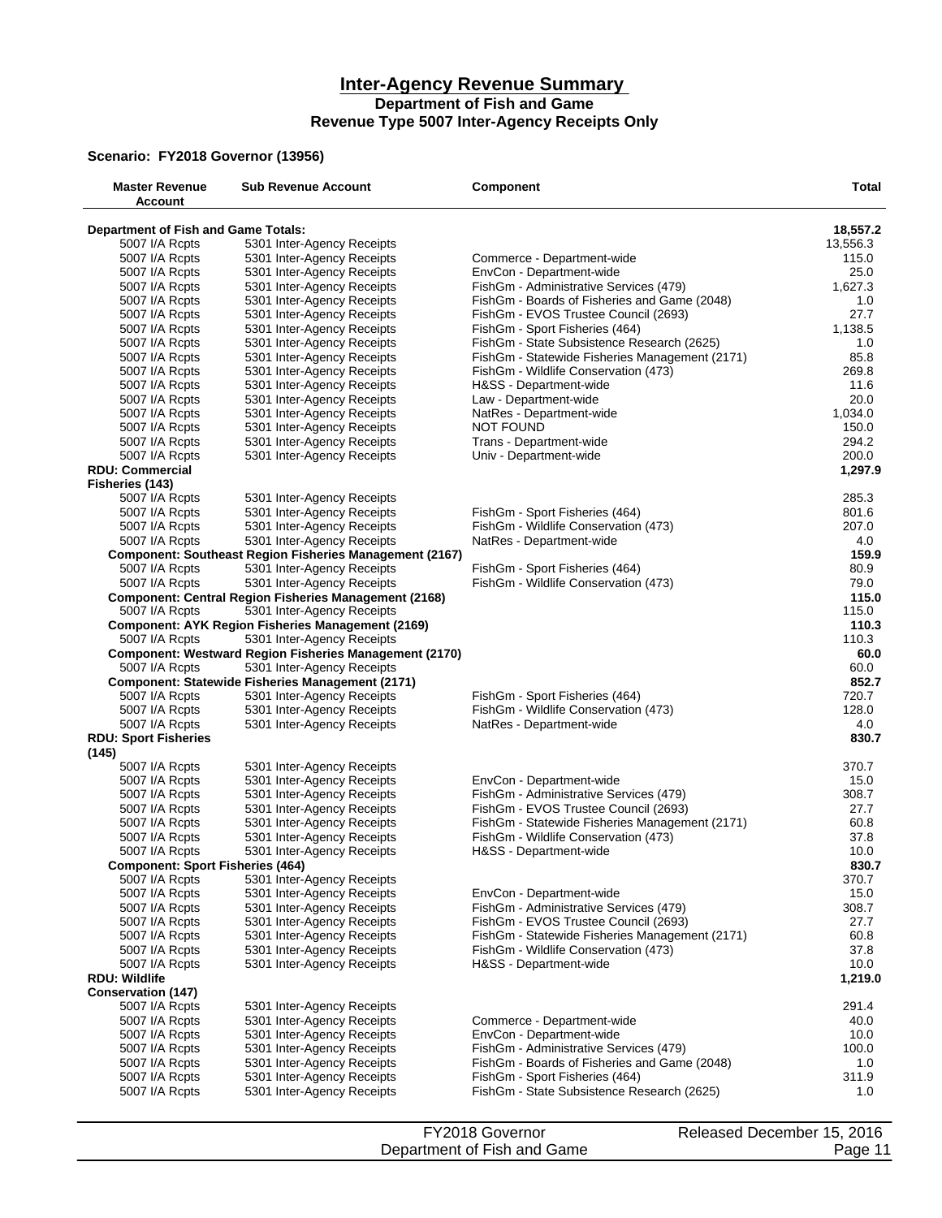# Inter-Agency Revenue Summary

**Department of Fish and Game**

**Revenue Type 5007 Inter-Agency Receipts Only**

**Scenario: FY2018 Governor (13956)**

| Master Revenue Account | Sub Revenue Account | Component | Total |
|---|---|---|---|
| **Department of Fish and Game Totals:** | | | **18,557.2** |
| 5007 I/A Rcpts | 5301 Inter-Agency Receipts | | 13,556.3 |
| 5007 I/A Rcpts | 5301 Inter-Agency Receipts | Commerce - Department-wide | 115.0 |
| 5007 I/A Rcpts | 5301 Inter-Agency Receipts | EnvCon - Department-wide | 25.0 |
| 5007 I/A Rcpts | 5301 Inter-Agency Receipts | FishGm - Administrative Services (479) | 1,627.3 |
| 5007 I/A Rcpts | 5301 Inter-Agency Receipts | FishGm - Boards of Fisheries and Game (2048) | 1.0 |
| 5007 I/A Rcpts | 5301 Inter-Agency Receipts | FishGm - EVOS Trustee Council (2693) | 27.7 |
| 5007 I/A Rcpts | 5301 Inter-Agency Receipts | FishGm - Sport Fisheries (464) | 1,138.5 |
| 5007 I/A Rcpts | 5301 Inter-Agency Receipts | FishGm - State Subsistence Research (2625) | 1.0 |
| 5007 I/A Rcpts | 5301 Inter-Agency Receipts | FishGm - Statewide Fisheries Management (2171) | 85.8 |
| 5007 I/A Rcpts | 5301 Inter-Agency Receipts | FishGm - Wildlife Conservation (473) | 269.8 |
| 5007 I/A Rcpts | 5301 Inter-Agency Receipts | H&SS - Department-wide | 11.6 |
| 5007 I/A Rcpts | 5301 Inter-Agency Receipts | Law - Department-wide | 20.0 |
| 5007 I/A Rcpts | 5301 Inter-Agency Receipts | NatRes - Department-wide | 1,034.0 |
| 5007 I/A Rcpts | 5301 Inter-Agency Receipts | NOT FOUND | 150.0 |
| 5007 I/A Rcpts | 5301 Inter-Agency Receipts | Trans - Department-wide | 294.2 |
| 5007 I/A Rcpts | 5301 Inter-Agency Receipts | Univ - Department-wide | 200.0 |
| **RDU: Commercial Fisheries (143)** | | | **1,297.9** |
| 5007 I/A Rcpts | 5301 Inter-Agency Receipts | | 285.3 |
| 5007 I/A Rcpts | 5301 Inter-Agency Receipts | FishGm - Sport Fisheries (464) | 801.6 |
| 5007 I/A Rcpts | 5301 Inter-Agency Receipts | FishGm - Wildlife Conservation (473) | 207.0 |
| 5007 I/A Rcpts | 5301 Inter-Agency Receipts | NatRes - Department-wide | 4.0 |
| **Component: Southeast Region Fisheries Management (2167)** | | | **159.9** |
| 5007 I/A Rcpts | 5301 Inter-Agency Receipts | FishGm - Sport Fisheries (464) | 80.9 |
| 5007 I/A Rcpts | 5301 Inter-Agency Receipts | FishGm - Wildlife Conservation (473) | 79.0 |
| **Component: Central Region Fisheries Management (2168)** | | | **115.0** |
| 5007 I/A Rcpts | 5301 Inter-Agency Receipts | | 115.0 |
| **Component: AYK Region Fisheries Management (2169)** | | | **110.3** |
| 5007 I/A Rcpts | 5301 Inter-Agency Receipts | | 110.3 |
| **Component: Westward Region Fisheries Management (2170)** | | | **60.0** |
| 5007 I/A Rcpts | 5301 Inter-Agency Receipts | | 60.0 |
| **Component: Statewide Fisheries Management (2171)** | | | **852.7** |
| 5007 I/A Rcpts | 5301 Inter-Agency Receipts | FishGm - Sport Fisheries (464) | 720.7 |
| 5007 I/A Rcpts | 5301 Inter-Agency Receipts | FishGm - Wildlife Conservation (473) | 128.0 |
| 5007 I/A Rcpts | 5301 Inter-Agency Receipts | NatRes - Department-wide | 4.0 |
| **RDU: Sport Fisheries (145)** | | | **830.7** |
| 5007 I/A Rcpts | 5301 Inter-Agency Receipts | | 370.7 |
| 5007 I/A Rcpts | 5301 Inter-Agency Receipts | EnvCon - Department-wide | 15.0 |
| 5007 I/A Rcpts | 5301 Inter-Agency Receipts | FishGm - Administrative Services (479) | 308.7 |
| 5007 I/A Rcpts | 5301 Inter-Agency Receipts | FishGm - EVOS Trustee Council (2693) | 27.7 |
| 5007 I/A Rcpts | 5301 Inter-Agency Receipts | FishGm - Statewide Fisheries Management (2171) | 60.8 |
| 5007 I/A Rcpts | 5301 Inter-Agency Receipts | FishGm - Wildlife Conservation (473) | 37.8 |
| 5007 I/A Rcpts | 5301 Inter-Agency Receipts | H&SS - Department-wide | 10.0 |
| **Component: Sport Fisheries (464)** | | | **830.7** |
| 5007 I/A Rcpts | 5301 Inter-Agency Receipts | | 370.7 |
| 5007 I/A Rcpts | 5301 Inter-Agency Receipts | EnvCon - Department-wide | 15.0 |
| 5007 I/A Rcpts | 5301 Inter-Agency Receipts | FishGm - Administrative Services (479) | 308.7 |
| 5007 I/A Rcpts | 5301 Inter-Agency Receipts | FishGm - EVOS Trustee Council (2693) | 27.7 |
| 5007 I/A Rcpts | 5301 Inter-Agency Receipts | FishGm - Statewide Fisheries Management (2171) | 60.8 |
| 5007 I/A Rcpts | 5301 Inter-Agency Receipts | FishGm - Wildlife Conservation (473) | 37.8 |
| 5007 I/A Rcpts | 5301 Inter-Agency Receipts | H&SS - Department-wide | 10.0 |
| **RDU: Wildlife Conservation (147)** | | | **1,219.0** |
| 5007 I/A Rcpts | 5301 Inter-Agency Receipts | | 291.4 |
| 5007 I/A Rcpts | 5301 Inter-Agency Receipts | Commerce - Department-wide | 40.0 |
| 5007 I/A Rcpts | 5301 Inter-Agency Receipts | EnvCon - Department-wide | 10.0 |
| 5007 I/A Rcpts | 5301 Inter-Agency Receipts | FishGm - Administrative Services (479) | 100.0 |
| 5007 I/A Rcpts | 5301 Inter-Agency Receipts | FishGm - Boards of Fisheries and Game (2048) | 1.0 |
| 5007 I/A Rcpts | 5301 Inter-Agency Receipts | FishGm - Sport Fisheries (464) | 311.9 |
| 5007 I/A Rcpts | 5301 Inter-Agency Receipts | FishGm - State Subsistence Research (2625) | 1.0 |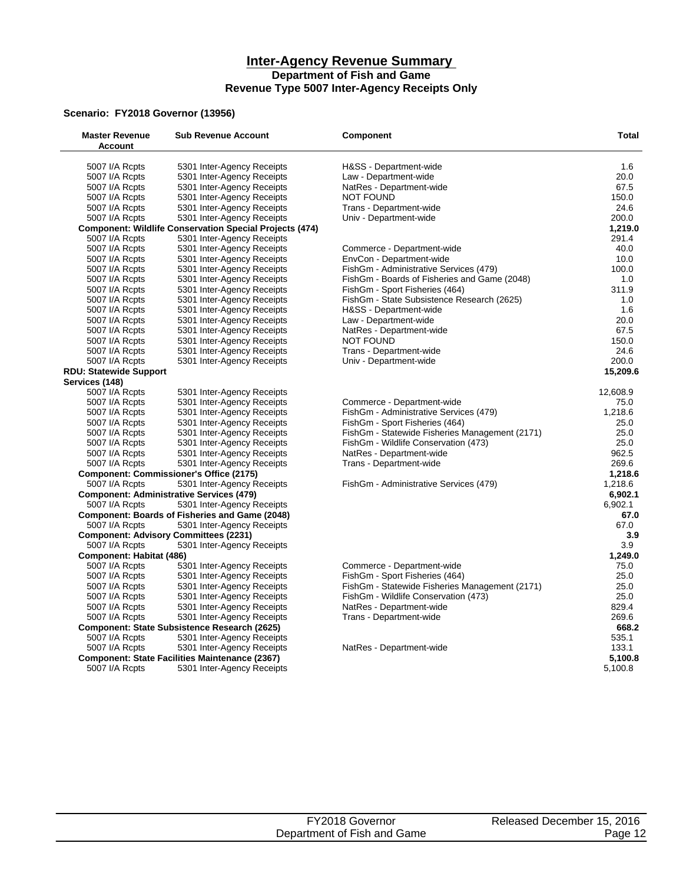## Inter-Agency Revenue Summary

**Department of Fish and Game**

**Revenue Type 5007 Inter-Agency Receipts Only**

**Scenario: FY2018 Governor (13956)**

| Master Revenue Account | Sub Revenue Account | Component | Total |
|---|---|---|---|
| 5007 I/A Rcpts | 5301 Inter-Agency Receipts | H&SS - Department-wide | 1.6 |
| 5007 I/A Rcpts | 5301 Inter-Agency Receipts | Law - Department-wide | 20.0 |
| 5007 I/A Rcpts | 5301 Inter-Agency Receipts | NatRes - Department-wide | 67.5 |
| 5007 I/A Rcpts | 5301 Inter-Agency Receipts | NOT FOUND | 150.0 |
| 5007 I/A Rcpts | 5301 Inter-Agency Receipts | Trans - Department-wide | 24.6 |
| 5007 I/A Rcpts | 5301 Inter-Agency Receipts | Univ - Department-wide | 200.0 |
| **Component: Wildlife Conservation Special Projects (474)** | | | **1,219.0** |
| 5007 I/A Rcpts | 5301 Inter-Agency Receipts | | 291.4 |
| 5007 I/A Rcpts | 5301 Inter-Agency Receipts | Commerce - Department-wide | 40.0 |
| 5007 I/A Rcpts | 5301 Inter-Agency Receipts | EnvCon - Department-wide | 10.0 |
| 5007 I/A Rcpts | 5301 Inter-Agency Receipts | FishGm - Administrative Services (479) | 100.0 |
| 5007 I/A Rcpts | 5301 Inter-Agency Receipts | FishGm - Boards of Fisheries and Game (2048) | 1.0 |
| 5007 I/A Rcpts | 5301 Inter-Agency Receipts | FishGm - Sport Fisheries (464) | 311.9 |
| 5007 I/A Rcpts | 5301 Inter-Agency Receipts | FishGm - State Subsistence Research (2625) | 1.0 |
| 5007 I/A Rcpts | 5301 Inter-Agency Receipts | H&SS - Department-wide | 1.6 |
| 5007 I/A Rcpts | 5301 Inter-Agency Receipts | Law - Department-wide | 20.0 |
| 5007 I/A Rcpts | 5301 Inter-Agency Receipts | NatRes - Department-wide | 67.5 |
| 5007 I/A Rcpts | 5301 Inter-Agency Receipts | NOT FOUND | 150.0 |
| 5007 I/A Rcpts | 5301 Inter-Agency Receipts | Trans - Department-wide | 24.6 |
| 5007 I/A Rcpts | 5301 Inter-Agency Receipts | Univ - Department-wide | 200.0 |
| **RDU: Statewide Support Services (148)** | | | **15,209.6** |
| 5007 I/A Rcpts | 5301 Inter-Agency Receipts | | 12,608.9 |
| 5007 I/A Rcpts | 5301 Inter-Agency Receipts | Commerce - Department-wide | 75.0 |
| 5007 I/A Rcpts | 5301 Inter-Agency Receipts | FishGm - Administrative Services (479) | 1,218.6 |
| 5007 I/A Rcpts | 5301 Inter-Agency Receipts | FishGm - Sport Fisheries (464) | 25.0 |
| 5007 I/A Rcpts | 5301 Inter-Agency Receipts | FishGm - Statewide Fisheries Management (2171) | 25.0 |
| 5007 I/A Rcpts | 5301 Inter-Agency Receipts | FishGm - Wildlife Conservation (473) | 25.0 |
| 5007 I/A Rcpts | 5301 Inter-Agency Receipts | NatRes - Department-wide | 962.5 |
| 5007 I/A Rcpts | 5301 Inter-Agency Receipts | Trans - Department-wide | 269.6 |
| **Component: Commissioner's Office (2175)** | | | **1,218.6** |
| 5007 I/A Rcpts | 5301 Inter-Agency Receipts | FishGm - Administrative Services (479) | 1,218.6 |
| **Component: Administrative Services (479)** | | | **6,902.1** |
| 5007 I/A Rcpts | 5301 Inter-Agency Receipts | | 6,902.1 |
| **Component: Boards of Fisheries and Game (2048)** | | | **67.0** |
| 5007 I/A Rcpts | 5301 Inter-Agency Receipts | | 67.0 |
| **Component: Advisory Committees (2231)** | | | **3.9** |
| 5007 I/A Rcpts | 5301 Inter-Agency Receipts | | 3.9 |
| **Component: Habitat (486)** | | | **1,249.0** |
| 5007 I/A Rcpts | 5301 Inter-Agency Receipts | Commerce - Department-wide | 75.0 |
| 5007 I/A Rcpts | 5301 Inter-Agency Receipts | FishGm - Sport Fisheries (464) | 25.0 |
| 5007 I/A Rcpts | 5301 Inter-Agency Receipts | FishGm - Statewide Fisheries Management (2171) | 25.0 |
| 5007 I/A Rcpts | 5301 Inter-Agency Receipts | FishGm - Wildlife Conservation (473) | 25.0 |
| 5007 I/A Rcpts | 5301 Inter-Agency Receipts | NatRes - Department-wide | 829.4 |
| 5007 I/A Rcpts | 5301 Inter-Agency Receipts | Trans - Department-wide | 269.6 |
| **Component: State Subsistence Research (2625)** | | | **668.2** |
| 5007 I/A Rcpts | 5301 Inter-Agency Receipts | | 535.1 |
| 5007 I/A Rcpts | 5301 Inter-Agency Receipts | NatRes - Department-wide | 133.1 |
| **Component: State Facilities Maintenance (2367)** | | | **5,100.8** |
| 5007 I/A Rcpts | 5301 Inter-Agency Receipts | | 5,100.8 |